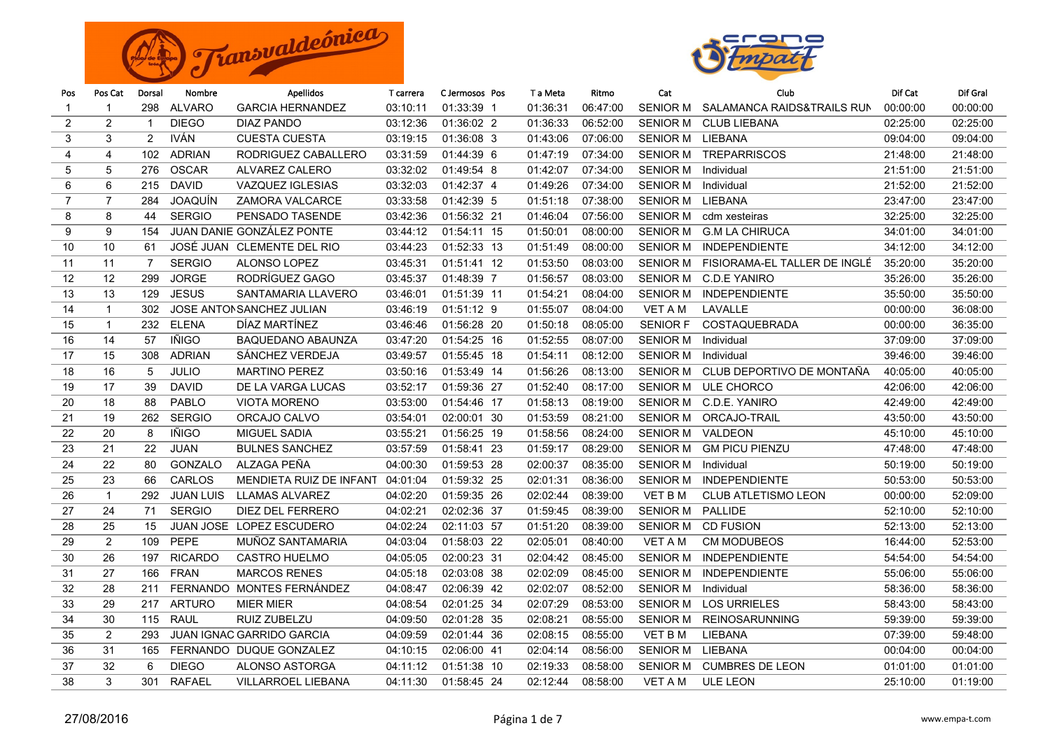| Pos | Pos Cat | Dorsal | Nombre | Apellidos | T carrera | C Jermosos | Pos | T a Meta | Ritmo | Cat | Club | Dif Cat | Dif Gral |
|---|---|---|---|---|---|---|---|---|---|---|---|---|---|
| 1 | 1 | 298 | ALVARO | GARCIA HERNANDEZ | 03:10:11 | 01:33:39 | 1 | 01:36:31 | 06:47:00 | SENIOR M | SALAMANCA RAIDS&TRAILS RUN | 00:00:00 | 00:00:00 |
| 2 | 2 | 1 | DIEGO | DIAZ PANDO | 03:12:36 | 01:36:02 | 2 | 01:36:33 | 06:52:00 | SENIOR M | CLUB LIEBANA | 02:25:00 | 02:25:00 |
| 3 | 3 | 2 | IVÁN | CUESTA CUESTA | 03:19:15 | 01:36:08 | 3 | 01:43:06 | 07:06:00 | SENIOR M | LIEBANA | 09:04:00 | 09:04:00 |
| 4 | 4 | 102 | ADRIAN | RODRIGUEZ CABALLERO | 03:31:59 | 01:44:39 | 6 | 01:47:19 | 07:34:00 | SENIOR M | TREPARRISCOS | 21:48:00 | 21:48:00 |
| 5 | 5 | 276 | OSCAR | ALVAREZ CALERO | 03:32:02 | 01:49:54 | 8 | 01:42:07 | 07:34:00 | SENIOR M | Individual | 21:51:00 | 21:51:00 |
| 6 | 6 | 215 | DAVID | VAZQUEZ IGLESIAS | 03:32:03 | 01:42:37 | 4 | 01:49:26 | 07:34:00 | SENIOR M | Individual | 21:52:00 | 21:52:00 |
| 7 | 7 | 284 | JOAQUÍN | ZAMORA VALCARCE | 03:33:58 | 01:42:39 | 5 | 01:51:18 | 07:38:00 | SENIOR M | LIEBANA | 23:47:00 | 23:47:00 |
| 8 | 8 | 44 | SERGIO | PENSADO TASENDE | 03:42:36 | 01:56:32 | 21 | 01:46:04 | 07:56:00 | SENIOR M | cdm xesteiras | 32:25:00 | 32:25:00 |
| 9 | 9 | 154 | JUAN DANIE | GONZÁLEZ PONTE | 03:44:12 | 01:54:11 | 15 | 01:50:01 | 08:00:00 | SENIOR M | G.M LA CHIRUCA | 34:01:00 | 34:01:00 |
| 10 | 10 | 61 | JOSÉ JUAN | CLEMENTE DEL RIO | 03:44:23 | 01:52:33 | 13 | 01:51:49 | 08:00:00 | SENIOR M | INDEPENDIENTE | 34:12:00 | 34:12:00 |
| 11 | 11 | 7 | SERGIO | ALONSO LOPEZ | 03:45:31 | 01:51:41 | 12 | 01:53:50 | 08:03:00 | SENIOR M | FISIORAMA-EL TALLER DE INGLÉ | 35:20:00 | 35:20:00 |
| 12 | 12 | 299 | JORGE | RODRÍGUEZ GAGO | 03:45:37 | 01:48:39 | 7 | 01:56:57 | 08:03:00 | SENIOR M | C.D.E YANIRO | 35:26:00 | 35:26:00 |
| 13 | 13 | 129 | JESUS | SANTAMARIA LLAVERO | 03:46:01 | 01:51:39 | 11 | 01:54:21 | 08:04:00 | SENIOR M | INDEPENDIENTE | 35:50:00 | 35:50:00 |
| 14 | 1 | 302 | JOSE ANTON | SANCHEZ JULIAN | 03:46:19 | 01:51:12 | 9 | 01:55:07 | 08:04:00 | VET A M | LAVALLE | 00:00:00 | 36:08:00 |
| 15 | 1 | 232 | ELENA | DÍAZ MARTÍNEZ | 03:46:46 | 01:56:28 | 20 | 01:50:18 | 08:05:00 | SENIOR F | COSTAQUEBRADA | 00:00:00 | 36:35:00 |
| 16 | 14 | 57 | IÑIGO | BAQUEDANO ABAUNZA | 03:47:20 | 01:54:25 | 16 | 01:52:55 | 08:07:00 | SENIOR M | Individual | 37:09:00 | 37:09:00 |
| 17 | 15 | 308 | ADRIAN | SÁNCHEZ VERDEJA | 03:49:57 | 01:55:45 | 18 | 01:54:11 | 08:12:00 | SENIOR M | Individual | 39:46:00 | 39:46:00 |
| 18 | 16 | 5 | JULIO | MARTINO PEREZ | 03:50:16 | 01:53:49 | 14 | 01:56:26 | 08:13:00 | SENIOR M | CLUB DEPORTIVO DE MONTAÑA | 40:05:00 | 40:05:00 |
| 19 | 17 | 39 | DAVID | DE LA VARGA LUCAS | 03:52:17 | 01:59:36 | 27 | 01:52:40 | 08:17:00 | SENIOR M | ULE CHORCO | 42:06:00 | 42:06:00 |
| 20 | 18 | 88 | PABLO | VIOTA MORENO | 03:53:00 | 01:54:46 | 17 | 01:58:13 | 08:19:00 | SENIOR M | C.D.E. YANIRO | 42:49:00 | 42:49:00 |
| 21 | 19 | 262 | SERGIO | ORCAJO CALVO | 03:54:01 | 02:00:01 | 30 | 01:53:59 | 08:21:00 | SENIOR M | ORCAJO-TRAIL | 43:50:00 | 43:50:00 |
| 22 | 20 | 8 | IÑIGO | MIGUEL SADIA | 03:55:21 | 01:56:25 | 19 | 01:58:56 | 08:24:00 | SENIOR M | VALDEON | 45:10:00 | 45:10:00 |
| 23 | 21 | 22 | JUAN | BULNES SANCHEZ | 03:57:59 | 01:58:41 | 23 | 01:59:17 | 08:29:00 | SENIOR M | GM PICU PIENZU | 47:48:00 | 47:48:00 |
| 24 | 22 | 80 | GONZALO | ALZAGA PEÑA | 04:00:30 | 01:59:53 | 28 | 02:00:37 | 08:35:00 | SENIOR M | Individual | 50:19:00 | 50:19:00 |
| 25 | 23 | 66 | CARLOS | MENDIETA RUIZ DE INFANT | 04:01:04 | 01:59:32 | 25 | 02:01:31 | 08:36:00 | SENIOR M | INDEPENDIENTE | 50:53:00 | 50:53:00 |
| 26 | 1 | 292 | JUAN LUIS | LLAMAS ALVAREZ | 04:02:20 | 01:59:35 | 26 | 02:02:44 | 08:39:00 | VET B M | CLUB ATLETISMO LEON | 00:00:00 | 52:09:00 |
| 27 | 24 | 71 | SERGIO | DIEZ DEL FERRERO | 04:02:21 | 02:02:36 | 37 | 01:59:45 | 08:39:00 | SENIOR M | PALLIDE | 52:10:00 | 52:10:00 |
| 28 | 25 | 15 | JUAN JOSE | LOPEZ ESCUDERO | 04:02:24 | 02:11:03 | 57 | 01:51:20 | 08:39:00 | SENIOR M | CD FUSION | 52:13:00 | 52:13:00 |
| 29 | 2 | 109 | PEPE | MUÑOZ SANTAMARIA | 04:03:04 | 01:58:03 | 22 | 02:05:01 | 08:40:00 | VET A M | CM MODUBEOS | 16:44:00 | 52:53:00 |
| 30 | 26 | 197 | RICARDO | CASTRO HUELMO | 04:05:05 | 02:00:23 | 31 | 02:04:42 | 08:45:00 | SENIOR M | INDEPENDIENTE | 54:54:00 | 54:54:00 |
| 31 | 27 | 166 | FRAN | MARCOS RENES | 04:05:18 | 02:03:08 | 38 | 02:02:09 | 08:45:00 | SENIOR M | INDEPENDIENTE | 55:06:00 | 55:06:00 |
| 32 | 28 | 211 | FERNANDO | MONTES FERNÁNDEZ | 04:08:47 | 02:06:39 | 42 | 02:02:07 | 08:52:00 | SENIOR M | Individual | 58:36:00 | 58:36:00 |
| 33 | 29 | 217 | ARTURO | MIER MIER | 04:08:54 | 02:01:25 | 34 | 02:07:29 | 08:53:00 | SENIOR M | LOS URRIELES | 58:43:00 | 58:43:00 |
| 34 | 30 | 115 | RAUL | RUIZ ZUBELZU | 04:09:50 | 02:01:28 | 35 | 02:08:21 | 08:55:00 | SENIOR M | REINOSARUNNING | 59:39:00 | 59:39:00 |
| 35 | 2 | 293 | JUAN IGNAC | GARRIDO GARCIA | 04:09:59 | 02:01:44 | 36 | 02:08:15 | 08:55:00 | VET B M | LIEBANA | 07:39:00 | 59:48:00 |
| 36 | 31 | 165 | FERNANDO | DUQUE GONZALEZ | 04:10:15 | 02:06:00 | 41 | 02:04:14 | 08:56:00 | SENIOR M | LIEBANA | 00:04:00 | 00:04:00 |
| 37 | 32 | 6 | DIEGO | ALONSO ASTORGA | 04:11:12 | 01:51:38 | 10 | 02:19:33 | 08:58:00 | SENIOR M | CUMBRES DE LEON | 01:01:00 | 01:01:00 |
| 38 | 3 | 301 | RAFAEL | VILLARROEL LIEBANA | 04:11:30 | 01:58:45 | 24 | 02:12:44 | 08:58:00 | VET A M | ULE LEON | 25:10:00 | 01:19:00 |

27/08/2016

www.empa-t.com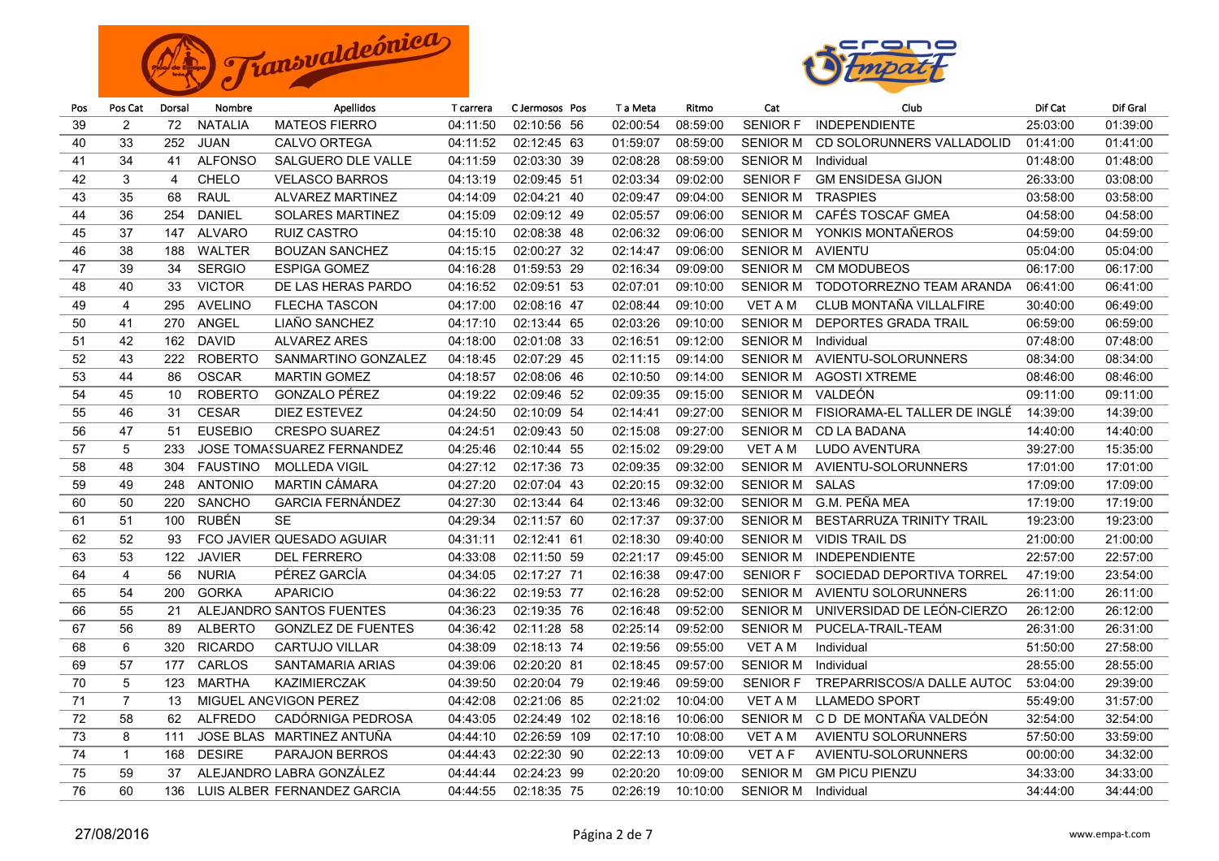| Pos | Pos Cat | Dorsal | Nombre | Apellidos | T carrera | C Jermosos | Pos | T a Meta | Ritmo | Cat | Club | Dif Cat | Dif Gral |
|---|---|---|---|---|---|---|---|---|---|---|---|---|---|
| 39 | 2 | 72 | NATALIA | MATEOS FIERRO | 04:11:50 | 02:10:56 | 56 | 02:00:54 | 08:59:00 | SENIOR F | INDEPENDIENTE | 25:03:00 | 01:39:00 |
| 40 | 33 | 252 | JUAN | CALVO ORTEGA | 04:11:52 | 02:12:45 | 63 | 01:59:07 | 08:59:00 | SENIOR M | CD SOLORUNNERS VALLADOLID | 01:41:00 | 01:41:00 |
| 41 | 34 | 41 | ALFONSO | SALGUERO DLE VALLE | 04:11:59 | 02:03:30 | 39 | 02:08:28 | 08:59:00 | SENIOR M | Individual | 01:48:00 | 01:48:00 |
| 42 | 3 | 4 | CHELO | VELASCO BARROS | 04:13:19 | 02:09:45 | 51 | 02:03:34 | 09:02:00 | SENIOR F | GM ENSIDESA GIJON | 26:33:00 | 03:08:00 |
| 43 | 35 | 68 | RAUL | ALVAREZ MARTINEZ | 04:14:09 | 02:04:21 | 40 | 02:09:47 | 09:04:00 | SENIOR M | TRASPIES | 03:58:00 | 03:58:00 |
| 44 | 36 | 254 | DANIEL | SOLARES MARTINEZ | 04:15:09 | 02:09:12 | 49 | 02:05:57 | 09:06:00 | SENIOR M | CAFÉS TOSCAF GMEA | 04:58:00 | 04:58:00 |
| 45 | 37 | 147 | ALVARO | RUIZ CASTRO | 04:15:10 | 02:08:38 | 48 | 02:06:32 | 09:06:00 | SENIOR M | YONKIS MONTAÑEROS | 04:59:00 | 04:59:00 |
| 46 | 38 | 188 | WALTER | BOUZAN SANCHEZ | 04:15:15 | 02:00:27 | 32 | 02:14:47 | 09:06:00 | SENIOR M | AVIENTU | 05:04:00 | 05:04:00 |
| 47 | 39 | 34 | SERGIO | ESPIGA GOMEZ | 04:16:28 | 01:59:53 | 29 | 02:16:34 | 09:09:00 | SENIOR M | CM MODUBEOS | 06:17:00 | 06:17:00 |
| 48 | 40 | 33 | VICTOR | DE LAS HERAS PARDO | 04:16:52 | 02:09:51 | 53 | 02:07:01 | 09:10:00 | SENIOR M | TODOTORREZNO TEAM ARANDA | 06:41:00 | 06:41:00 |
| 49 | 4 | 295 | AVELINO | FLECHA TASCON | 04:17:00 | 02:08:16 | 47 | 02:08:44 | 09:10:00 | VET A M | CLUB MONTAÑA VILLAFIRE | 30:40:00 | 06:49:00 |
| 50 | 41 | 270 | ANGEL | LIAÑO SANCHEZ | 04:17:10 | 02:13:44 | 65 | 02:03:26 | 09:10:00 | SENIOR M | DEPORTES GRADA TRAIL | 06:59:00 | 06:59:00 |
| 51 | 42 | 162 | DAVID | ALVAREZ ARES | 04:18:00 | 02:01:08 | 33 | 02:16:51 | 09:12:00 | SENIOR M | Individual | 07:48:00 | 07:48:00 |
| 52 | 43 | 222 | ROBERTO | SANMARTINO GONZALEZ | 04:18:45 | 02:07:29 | 45 | 02:11:15 | 09:14:00 | SENIOR M | AVIENTU-SOLORUNNERS | 08:34:00 | 08:34:00 |
| 53 | 44 | 86 | OSCAR | MARTIN GOMEZ | 04:18:57 | 02:08:06 | 46 | 02:10:50 | 09:14:00 | SENIOR M | AGOSTI XTREME | 08:46:00 | 08:46:00 |
| 54 | 45 | 10 | ROBERTO | GONZALO PÉREZ | 04:19:22 | 02:09:46 | 52 | 02:09:35 | 09:15:00 | SENIOR M | VALDEÓN | 09:11:00 | 09:11:00 |
| 55 | 46 | 31 | CESAR | DIEZ ESTEVEZ | 04:24:50 | 02:10:09 | 54 | 02:14:41 | 09:27:00 | SENIOR M | FISIORAMA-EL TALLER DE INGLÉ | 14:39:00 | 14:39:00 |
| 56 | 47 | 51 | EUSEBIO | CRESPO SUAREZ | 04:24:51 | 02:09:43 | 50 | 02:15:08 | 09:27:00 | SENIOR M | CD LA BADANA | 14:40:00 | 14:40:00 |
| 57 | 5 | 233 | JOSE TOMAS | SUAREZ FERNANDEZ | 04:25:46 | 02:10:44 | 55 | 02:15:02 | 09:29:00 | VET A M | LUDO AVENTURA | 39:27:00 | 15:35:00 |
| 58 | 48 | 304 | FAUSTINO | MOLLEDA VIGIL | 04:27:12 | 02:17:36 | 73 | 02:09:35 | 09:32:00 | SENIOR M | AVIENTU-SOLORUNNERS | 17:01:00 | 17:01:00 |
| 59 | 49 | 248 | ANTONIO | MARTIN CÁMARA | 04:27:20 | 02:07:04 | 43 | 02:20:15 | 09:32:00 | SENIOR M | SALAS | 17:09:00 | 17:09:00 |
| 60 | 50 | 220 | SANCHO | GARCIA FERNÁNDEZ | 04:27:30 | 02:13:44 | 64 | 02:13:46 | 09:32:00 | SENIOR M | G.M. PEÑA MEA | 17:19:00 | 17:19:00 |
| 61 | 51 | 100 | RUBÉN | SE | 04:29:34 | 02:11:57 | 60 | 02:17:37 | 09:37:00 | SENIOR M | BESTARRUZA TRINITY TRAIL | 19:23:00 | 19:23:00 |
| 62 | 52 | 93 | FCO JAVIER | QUESADO AGUIAR | 04:31:11 | 02:12:41 | 61 | 02:18:30 | 09:40:00 | SENIOR M | VIDIS TRAIL DS | 21:00:00 | 21:00:00 |
| 63 | 53 | 122 | JAVIER | DEL FERRERO | 04:33:08 | 02:11:50 | 59 | 02:21:17 | 09:45:00 | SENIOR M | INDEPENDIENTE | 22:57:00 | 22:57:00 |
| 64 | 4 | 56 | NURIA | PÉREZ GARCÍA | 04:34:05 | 02:17:27 | 71 | 02:16:38 | 09:47:00 | SENIOR F | SOCIEDAD DEPORTIVA TORREL | 47:19:00 | 23:54:00 |
| 65 | 54 | 200 | GORKA | APARICIO | 04:36:22 | 02:19:53 | 77 | 02:16:28 | 09:52:00 | SENIOR M | AVIENTU SOLORUNNERS | 26:11:00 | 26:11:00 |
| 66 | 55 | 21 | ALEJANDRO | SANTOS FUENTES | 04:36:23 | 02:19:35 | 76 | 02:16:48 | 09:52:00 | SENIOR M | UNIVERSIDAD DE LEÓN-CIERZO | 26:12:00 | 26:12:00 |
| 67 | 56 | 89 | ALBERTO | GONZLEZ DE FUENTES | 04:36:42 | 02:11:28 | 58 | 02:25:14 | 09:52:00 | SENIOR M | PUCELA-TRAIL-TEAM | 26:31:00 | 26:31:00 |
| 68 | 6 | 320 | RICARDO | CARTUJO VILLAR | 04:38:09 | 02:18:13 | 74 | 02:19:56 | 09:55:00 | VET A M | Individual | 51:50:00 | 27:58:00 |
| 69 | 57 | 177 | CARLOS | SANTAMARIA ARIAS | 04:39:06 | 02:20:20 | 81 | 02:18:45 | 09:57:00 | SENIOR M | Individual | 28:55:00 | 28:55:00 |
| 70 | 5 | 123 | MARTHA | KAZIMIERCZAK | 04:39:50 | 02:20:04 | 79 | 02:19:46 | 09:59:00 | SENIOR F | TREPARRISCOS/A DALLE AUTOC | 53:04:00 | 29:39:00 |
| 71 | 7 | 13 | MIGUEL ANG | VIGON PEREZ | 04:42:08 | 02:21:06 | 85 | 02:21:02 | 10:04:00 | VET A M | LLAMEDO SPORT | 55:49:00 | 31:57:00 |
| 72 | 58 | 62 | ALFREDO | CADÓRNIGA PEDROSA | 04:43:05 | 02:24:49 | 102 | 02:18:16 | 10:06:00 | SENIOR M | C D DE MONTAÑA VALDEÓN | 32:54:00 | 32:54:00 |
| 73 | 8 | 111 | JOSE BLAS | MARTINEZ ANTUÑA | 04:44:10 | 02:26:59 | 109 | 02:17:10 | 10:08:00 | VET A M | AVIENTU SOLORUNNERS | 57:50:00 | 33:59:00 |
| 74 | 1 | 168 | DESIRE | PARAJON BERROS | 04:44:43 | 02:22:30 | 90 | 02:22:13 | 10:09:00 | VET A F | AVIENTU-SOLORUNNERS | 00:00:00 | 34:32:00 |
| 75 | 59 | 37 | ALEJANDRO | LABRA GONZÁLEZ | 04:44:44 | 02:24:23 | 99 | 02:20:20 | 10:09:00 | SENIOR M | GM PICU PIENZU | 34:33:00 | 34:33:00 |
| 76 | 60 | 136 | LUIS ALBER | FERNANDEZ GARCIA | 04:44:55 | 02:18:35 | 75 | 02:26:19 | 10:10:00 | SENIOR M | Individual | 34:44:00 | 34:44:00 |

27/08/2016

www.empa-t.com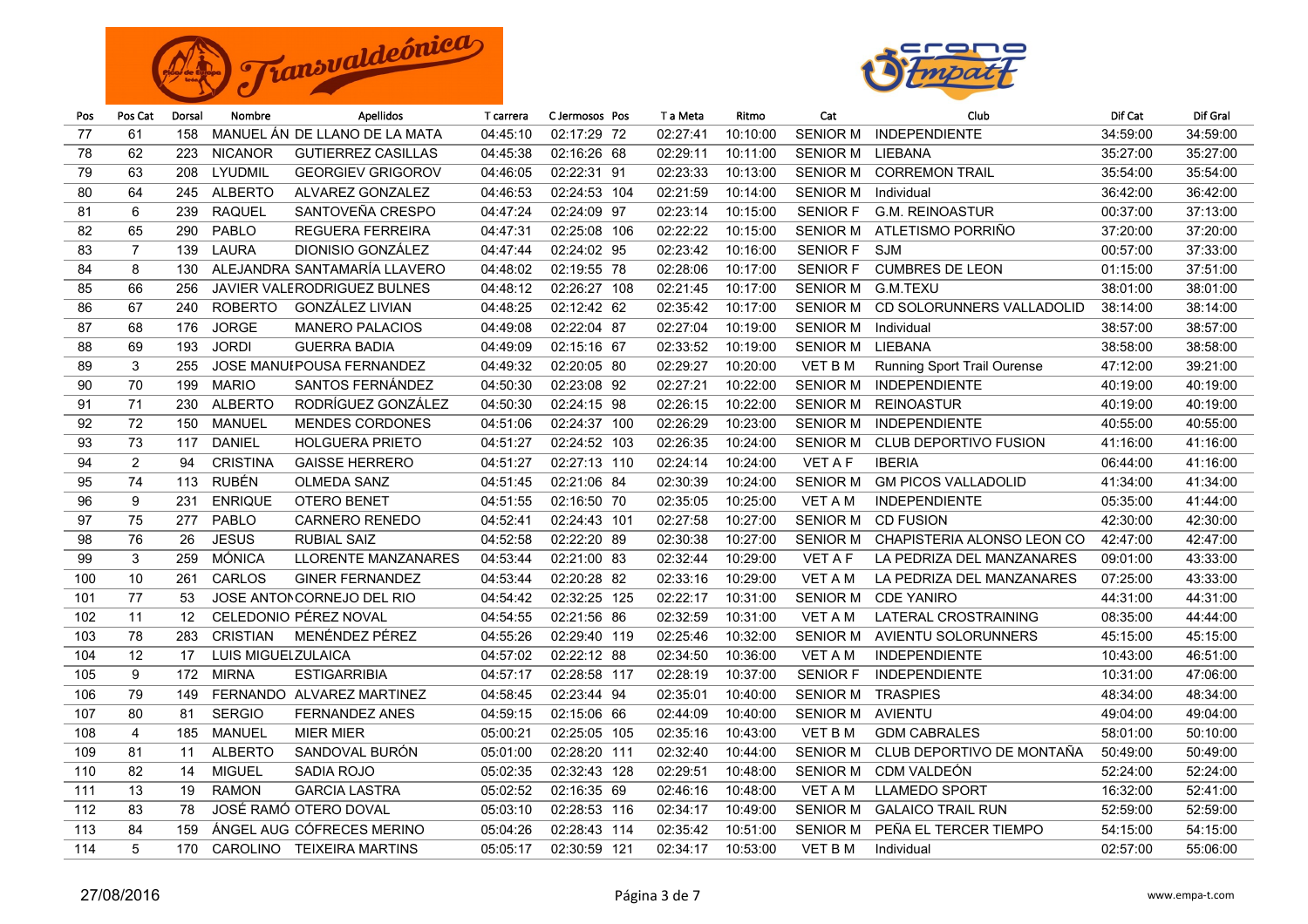| Pos | Pos Cat | Dorsal | Nombre | Apellidos | T carrera | C Jermosos | Pos | T a Meta | Ritmo | Cat | Club | Dif Cat | Dif Gral |
|---|---|---|---|---|---|---|---|---|---|---|---|---|---|
| 77 | 61 | 158 | MANUEL ÁN | DE LLANO DE LA MATA | 04:45:10 | 02:17:29 | 72 | 02:27:41 | 10:10:00 | SENIOR M | INDEPENDIENTE | 34:59:00 | 34:59:00 |
| 78 | 62 | 223 | NICANOR | GUTIERREZ CASILLAS | 04:45:38 | 02:16:26 | 68 | 02:29:11 | 10:11:00 | SENIOR M | LIEBANA | 35:27:00 | 35:27:00 |
| 79 | 63 | 208 | LYUDMIL | GEORGIEV GRIGOROV | 04:46:05 | 02:22:31 | 91 | 02:23:33 | 10:13:00 | SENIOR M | CORREMON TRAIL | 35:54:00 | 35:54:00 |
| 80 | 64 | 245 | ALBERTO | ALVAREZ GONZALEZ | 04:46:53 | 02:24:53 | 104 | 02:21:59 | 10:14:00 | SENIOR M | Individual | 36:42:00 | 36:42:00 |
| 81 | 6 | 239 | RAQUEL | SANTOVEÑA CRESPO | 04:47:24 | 02:24:09 | 97 | 02:23:14 | 10:15:00 | SENIOR F | G.M. REINOASTUR | 00:37:00 | 37:13:00 |
| 82 | 65 | 290 | PABLO | REGUERA FERREIRA | 04:47:31 | 02:25:08 | 106 | 02:22:22 | 10:15:00 | SENIOR M | ATLETISMO PORRIÑO | 37:20:00 | 37:20:00 |
| 83 | 7 | 139 | LAURA | DIONISIO GONZÁLEZ | 04:47:44 | 02:24:02 | 95 | 02:23:42 | 10:16:00 | SENIOR F | SJM | 00:57:00 | 37:33:00 |
| 84 | 8 | 130 | ALEJANDRA | SANTAMARÍA LLAVERO | 04:48:02 | 02:19:55 | 78 | 02:28:06 | 10:17:00 | SENIOR F | CUMBRES DE LEON | 01:15:00 | 37:51:00 |
| 85 | 66 | 256 | JAVIER VALE | RODRIGUEZ BULNES | 04:48:12 | 02:26:27 | 108 | 02:21:45 | 10:17:00 | SENIOR M | G.M.TEXU | 38:01:00 | 38:01:00 |
| 86 | 67 | 240 | ROBERTO | GONZÁLEZ LIVIAN | 04:48:25 | 02:12:42 | 62 | 02:35:42 | 10:17:00 | SENIOR M | CD SOLORUNNERS VALLADOLID | 38:14:00 | 38:14:00 |
| 87 | 68 | 176 | JORGE | MANERO PALACIOS | 04:49:08 | 02:22:04 | 87 | 02:27:04 | 10:19:00 | SENIOR M | Individual | 38:57:00 | 38:57:00 |
| 88 | 69 | 193 | JORDI | GUERRA BADIA | 04:49:09 | 02:15:16 | 67 | 02:33:52 | 10:19:00 | SENIOR M | LIEBANA | 38:58:00 | 38:58:00 |
| 89 | 3 | 255 | JOSE MANUE | POUSA FERNANDEZ | 04:49:32 | 02:20:05 | 80 | 02:29:27 | 10:20:00 | VET B M | Running Sport Trail Ourense | 47:12:00 | 39:21:00 |
| 90 | 70 | 199 | MARIO | SANTOS FERNÁNDEZ | 04:50:30 | 02:23:08 | 92 | 02:27:21 | 10:22:00 | SENIOR M | INDEPENDIENTE | 40:19:00 | 40:19:00 |
| 91 | 71 | 230 | ALBERTO | RODRÍGUEZ GONZÁLEZ | 04:50:30 | 02:24:15 | 98 | 02:26:15 | 10:22:00 | SENIOR M | REINOASTUR | 40:19:00 | 40:19:00 |
| 92 | 72 | 150 | MANUEL | MENDES CORDONES | 04:51:06 | 02:24:37 | 100 | 02:26:29 | 10:23:00 | SENIOR M | INDEPENDIENTE | 40:55:00 | 40:55:00 |
| 93 | 73 | 117 | DANIEL | HOLGUERA PRIETO | 04:51:27 | 02:24:52 | 103 | 02:26:35 | 10:24:00 | SENIOR M | CLUB DEPORTIVO FUSION | 41:16:00 | 41:16:00 |
| 94 | 2 | 94 | CRISTINA | GAISSE HERRERO | 04:51:27 | 02:27:13 | 110 | 02:24:14 | 10:24:00 | VET A F | IBERIA | 06:44:00 | 41:16:00 |
| 95 | 74 | 113 | RUBÉN | OLMEDA SANZ | 04:51:45 | 02:21:06 | 84 | 02:30:39 | 10:24:00 | SENIOR M | GM PICOS VALLADOLID | 41:34:00 | 41:34:00 |
| 96 | 9 | 231 | ENRIQUE | OTERO BENET | 04:51:55 | 02:16:50 | 70 | 02:35:05 | 10:25:00 | VET A M | INDEPENDIENTE | 05:35:00 | 41:44:00 |
| 97 | 75 | 277 | PABLO | CARNERO RENEDO | 04:52:41 | 02:24:43 | 101 | 02:27:58 | 10:27:00 | SENIOR M | CD FUSION | 42:30:00 | 42:30:00 |
| 98 | 76 | 26 | JESUS | RUBIAL SAIZ | 04:52:58 | 02:22:20 | 89 | 02:30:38 | 10:27:00 | SENIOR M | CHAPISTERIA ALONSO LEON CO | 42:47:00 | 42:47:00 |
| 99 | 3 | 259 | MÓNICA | LLORENTE MANZANARES | 04:53:44 | 02:21:00 | 83 | 02:32:44 | 10:29:00 | VET A F | LA PEDRIZA DEL MANZANARES | 09:01:00 | 43:33:00 |
| 100 | 10 | 261 | CARLOS | GINER FERNANDEZ | 04:53:44 | 02:20:28 | 82 | 02:33:16 | 10:29:00 | VET A M | LA PEDRIZA DEL MANZANARES | 07:25:00 | 43:33:00 |
| 101 | 77 | 53 | JOSE ANTON | CORNEJO DEL RIO | 04:54:42 | 02:32:25 | 125 | 02:22:17 | 10:31:00 | SENIOR M | CDE YANIRO | 44:31:00 | 44:31:00 |
| 102 | 11 | 12 | CELEDONIO | PÉREZ NOVAL | 04:54:55 | 02:21:56 | 86 | 02:32:59 | 10:31:00 | VET A M | LATERAL CROSTRAINING | 08:35:00 | 44:44:00 |
| 103 | 78 | 283 | CRISTIAN | MENÉNDEZ PÉREZ | 04:55:26 | 02:29:40 | 119 | 02:25:46 | 10:32:00 | SENIOR M | AVIENTU SOLORUNNERS | 45:15:00 | 45:15:00 |
| 104 | 12 | 17 | LUIS MIGUEL | ZULAICA | 04:57:02 | 02:22:12 | 88 | 02:34:50 | 10:36:00 | VET A M | INDEPENDIENTE | 10:43:00 | 46:51:00 |
| 105 | 9 | 172 | MIRNA | ESTIGARRIBIA | 04:57:17 | 02:28:58 | 117 | 02:28:19 | 10:37:00 | SENIOR F | INDEPENDIENTE | 10:31:00 | 47:06:00 |
| 106 | 79 | 149 | FERNANDO | ALVAREZ MARTINEZ | 04:58:45 | 02:23:44 | 94 | 02:35:01 | 10:40:00 | SENIOR M | TRASPIES | 48:34:00 | 48:34:00 |
| 107 | 80 | 81 | SERGIO | FERNANDEZ ANES | 04:59:15 | 02:15:06 | 66 | 02:44:09 | 10:40:00 | SENIOR M | AVIENTU | 49:04:00 | 49:04:00 |
| 108 | 4 | 185 | MANUEL | MIER MIER | 05:00:21 | 02:25:05 | 105 | 02:35:16 | 10:43:00 | VET B M | GDM CABRALES | 58:01:00 | 50:10:00 |
| 109 | 81 | 11 | ALBERTO | SANDOVAL BURÓN | 05:01:00 | 02:28:20 | 111 | 02:32:40 | 10:44:00 | SENIOR M | CLUB DEPORTIVO DE MONTAÑA | 50:49:00 | 50:49:00 |
| 110 | 82 | 14 | MIGUEL | SADIA ROJO | 05:02:35 | 02:32:43 | 128 | 02:29:51 | 10:48:00 | SENIOR M | CDM VALDEÓN | 52:24:00 | 52:24:00 |
| 111 | 13 | 19 | RAMON | GARCIA LASTRA | 05:02:52 | 02:16:35 | 69 | 02:46:16 | 10:48:00 | VET A M | LLAMEDO SPORT | 16:32:00 | 52:41:00 |
| 112 | 83 | 78 | JOSÉ RAMÓ | OTERO DOVAL | 05:03:10 | 02:28:53 | 116 | 02:34:17 | 10:49:00 | SENIOR M | GALAICO TRAIL RUN | 52:59:00 | 52:59:00 |
| 113 | 84 | 159 | ÁNGEL AUG | CÓFRECES MERINO | 05:04:26 | 02:28:43 | 114 | 02:35:42 | 10:51:00 | SENIOR M | PEÑA EL TERCER TIEMPO | 54:15:00 | 54:15:00 |
| 114 | 5 | 170 | CAROLINO | TEIXEIRA MARTINS | 05:05:17 | 02:30:59 | 121 | 02:34:17 | 10:53:00 | VET B M | Individual | 02:57:00 | 55:06:00 |

27/08/2016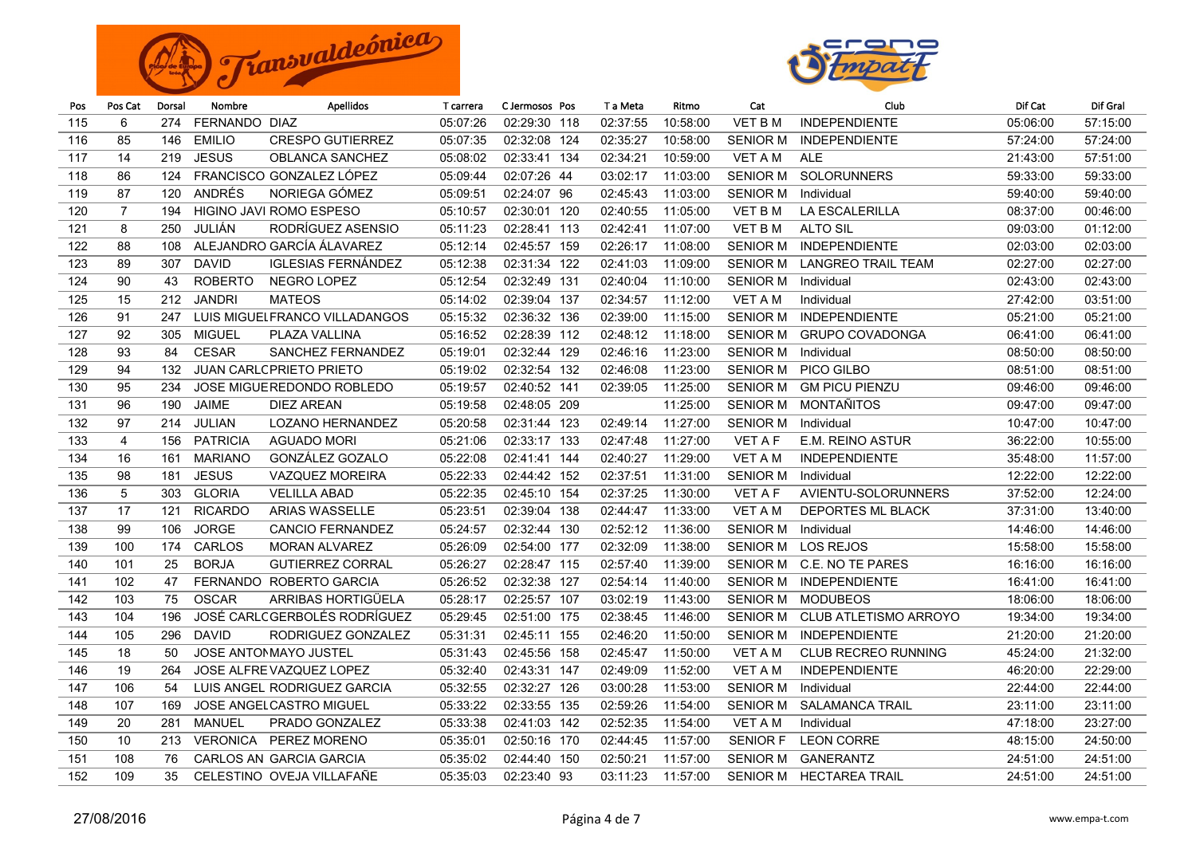| Pos | Pos Cat | Dorsal | Nombre | Apellidos | T carrera | C Jermosos | Pos | T a Meta | Ritmo | Cat | Club | Dif Cat | Dif Gral |
|---|---|---|---|---|---|---|---|---|---|---|---|---|---|
| 115 | 6 | 274 | FERNANDO | DIAZ | 05:07:26 | 02:29:30 | 118 | 02:37:55 | 10:58:00 | VET B M | INDEPENDIENTE | 05:06:00 | 57:15:00 |
| 116 | 85 | 146 | EMILIO | CRESPO GUTIERREZ | 05:07:35 | 02:32:08 | 124 | 02:35:27 | 10:58:00 | SENIOR M | INDEPENDIENTE | 57:24:00 | 57:24:00 |
| 117 | 14 | 219 | JESUS | OBLANCA SANCHEZ | 05:08:02 | 02:33:41 | 134 | 02:34:21 | 10:59:00 | VET A M | ALE | 21:43:00 | 57:51:00 |
| 118 | 86 | 124 | FRANCISCO | GONZALEZ LÓPEZ | 05:09:44 | 02:07:26 | 44 | 03:02:17 | 11:03:00 | SENIOR M | SOLORUNNERS | 59:33:00 | 59:33:00 |
| 119 | 87 | 120 | ANDRÉS | NORIEGA GÓMEZ | 05:09:51 | 02:24:07 | 96 | 02:45:43 | 11:03:00 | SENIOR M | Individual | 59:40:00 | 59:40:00 |
| 120 | 7 | 194 | HIGINO JAVI | ROMO ESPESO | 05:10:57 | 02:30:01 | 120 | 02:40:55 | 11:05:00 | VET B M | LA ESCALERILLA | 08:37:00 | 00:46:00 |
| 121 | 8 | 250 | JULIÁN | RODRÍGUEZ ASENSIO | 05:11:23 | 02:28:41 | 113 | 02:42:41 | 11:07:00 | VET B M | ALTO SIL | 09:03:00 | 01:12:00 |
| 122 | 88 | 108 | ALEJANDRO | GARCÍA ÁLAVAREZ | 05:12:14 | 02:45:57 | 159 | 02:26:17 | 11:08:00 | SENIOR M | INDEPENDIENTE | 02:03:00 | 02:03:00 |
| 123 | 89 | 307 | DAVID | IGLESIAS FERNÁNDEZ | 05:12:38 | 02:31:34 | 122 | 02:41:03 | 11:09:00 | SENIOR M | LANGREO TRAIL TEAM | 02:27:00 | 02:27:00 |
| 124 | 90 | 43 | ROBERTO | NEGRO LOPEZ | 05:12:54 | 02:32:49 | 131 | 02:40:04 | 11:10:00 | SENIOR M | Individual | 02:43:00 | 02:43:00 |
| 125 | 15 | 212 | JANDRI | MATEOS | 05:14:02 | 02:39:04 | 137 | 02:34:57 | 11:12:00 | VET A M | Individual | 27:42:00 | 03:51:00 |
| 126 | 91 | 247 | LUIS MIGUEL | FRANCO VILLADANGOS | 05:15:32 | 02:36:32 | 136 | 02:39:00 | 11:15:00 | SENIOR M | INDEPENDIENTE | 05:21:00 | 05:21:00 |
| 127 | 92 | 305 | MIGUEL | PLAZA VALLINA | 05:16:52 | 02:28:39 | 112 | 02:48:12 | 11:18:00 | SENIOR M | GRUPO COVADONGA | 06:41:00 | 06:41:00 |
| 128 | 93 | 84 | CESAR | SANCHEZ FERNANDEZ | 05:19:01 | 02:32:44 | 129 | 02:46:16 | 11:23:00 | SENIOR M | Individual | 08:50:00 | 08:50:00 |
| 129 | 94 | 132 | JUAN CARLO | PRIETO PRIETO | 05:19:02 | 02:32:54 | 132 | 02:46:08 | 11:23:00 | SENIOR M | PICO GILBO | 08:51:00 | 08:51:00 |
| 130 | 95 | 234 | JOSE MIGUE | REDONDO ROBLEDO | 05:19:57 | 02:40:52 | 141 | 02:39:05 | 11:25:00 | SENIOR M | GM PICU PIENZU | 09:46:00 | 09:46:00 |
| 131 | 96 | 190 | JAIME | DIEZ AREAN | 05:19:58 | 02:48:05 | 209 | | 11:25:00 | SENIOR M | MONTAÑITOS | 09:47:00 | 09:47:00 |
| 132 | 97 | 214 | JULIAN | LOZANO HERNANDEZ | 05:20:58 | 02:31:44 | 123 | 02:49:14 | 11:27:00 | SENIOR M | Individual | 10:47:00 | 10:47:00 |
| 133 | 4 | 156 | PATRICIA | AGUADO MORI | 05:21:06 | 02:33:17 | 133 | 02:47:48 | 11:27:00 | VET A F | E.M. REINO ASTUR | 36:22:00 | 10:55:00 |
| 134 | 16 | 161 | MARIANO | GONZÁLEZ GOZALO | 05:22:08 | 02:41:41 | 144 | 02:40:27 | 11:29:00 | VET A M | INDEPENDIENTE | 35:48:00 | 11:57:00 |
| 135 | 98 | 181 | JESUS | VAZQUEZ MOREIRA | 05:22:33 | 02:44:42 | 152 | 02:37:51 | 11:31:00 | SENIOR M | Individual | 12:22:00 | 12:22:00 |
| 136 | 5 | 303 | GLORIA | VELILLA ABAD | 05:22:35 | 02:45:10 | 154 | 02:37:25 | 11:30:00 | VET A F | AVIENTU-SOLORUNNERS | 37:52:00 | 12:24:00 |
| 137 | 17 | 121 | RICARDO | ARIAS WASSELLE | 05:23:51 | 02:39:04 | 138 | 02:44:47 | 11:33:00 | VET A M | DEPORTES ML BLACK | 37:31:00 | 13:40:00 |
| 138 | 99 | 106 | JORGE | CANCIO FERNANDEZ | 05:24:57 | 02:32:44 | 130 | 02:52:12 | 11:36:00 | SENIOR M | Individual | 14:46:00 | 14:46:00 |
| 139 | 100 | 174 | CARLOS | MORAN ALVAREZ | 05:26:09 | 02:54:00 | 177 | 02:32:09 | 11:38:00 | SENIOR M | LOS REJOS | 15:58:00 | 15:58:00 |
| 140 | 101 | 25 | BORJA | GUTIERREZ CORRAL | 05:26:27 | 02:28:47 | 115 | 02:57:40 | 11:39:00 | SENIOR M | C.E. NO TE PARES | 16:16:00 | 16:16:00 |
| 141 | 102 | 47 | FERNANDO | ROBERTO GARCIA | 05:26:52 | 02:32:38 | 127 | 02:54:14 | 11:40:00 | SENIOR M | INDEPENDIENTE | 16:41:00 | 16:41:00 |
| 142 | 103 | 75 | OSCAR | ARRIBAS HORTIGÜELA | 05:28:17 | 02:25:57 | 107 | 03:02:19 | 11:43:00 | SENIOR M | MODUBEOS | 18:06:00 | 18:06:00 |
| 143 | 104 | 196 | JOSÉ CARLO | GERBOLÉS RODRÍGUEZ | 05:29:45 | 02:51:00 | 175 | 02:38:45 | 11:46:00 | SENIOR M | CLUB ATLETISMO ARROYO | 19:34:00 | 19:34:00 |
| 144 | 105 | 296 | DAVID | RODRIGUEZ GONZALEZ | 05:31:31 | 02:45:11 | 155 | 02:46:20 | 11:50:00 | SENIOR M | INDEPENDIENTE | 21:20:00 | 21:20:00 |
| 145 | 18 | 50 | JOSE ANTON | MAYO JUSTEL | 05:31:43 | 02:45:56 | 158 | 02:45:47 | 11:50:00 | VET A M | CLUB RECREO RUNNING | 45:24:00 | 21:32:00 |
| 146 | 19 | 264 | JOSE ALFRE | VAZQUEZ LOPEZ | 05:32:40 | 02:43:31 | 147 | 02:49:09 | 11:52:00 | VET A M | INDEPENDIENTE | 46:20:00 | 22:29:00 |
| 147 | 106 | 54 | LUIS ANGEL | RODRIGUEZ GARCIA | 05:32:55 | 02:32:27 | 126 | 03:00:28 | 11:53:00 | SENIOR M | Individual | 22:44:00 | 22:44:00 |
| 148 | 107 | 169 | JOSE ANGEL | CASTRO MIGUEL | 05:33:22 | 02:33:55 | 135 | 02:59:26 | 11:54:00 | SENIOR M | SALAMANCA TRAIL | 23:11:00 | 23:11:00 |
| 149 | 20 | 281 | MANUEL | PRADO GONZALEZ | 05:33:38 | 02:41:03 | 142 | 02:52:35 | 11:54:00 | VET A M | Individual | 47:18:00 | 23:27:00 |
| 150 | 10 | 213 | VERONICA | PEREZ MORENO | 05:35:01 | 02:50:16 | 170 | 02:44:45 | 11:57:00 | SENIOR F | LEON CORRE | 48:15:00 | 24:50:00 |
| 151 | 108 | 76 | CARLOS AN | GARCIA GARCIA | 05:35:02 | 02:44:40 | 150 | 02:50:21 | 11:57:00 | SENIOR M | GANERANTZ | 24:51:00 | 24:51:00 |
| 152 | 109 | 35 | CELESTINO | OVEJA VILLAFAÑE | 05:35:03 | 02:23:40 | 93 | 03:11:23 | 11:57:00 | SENIOR M | HECTAREA TRAIL | 24:51:00 | 24:51:00 |

27/08/2016 www.empa-t.com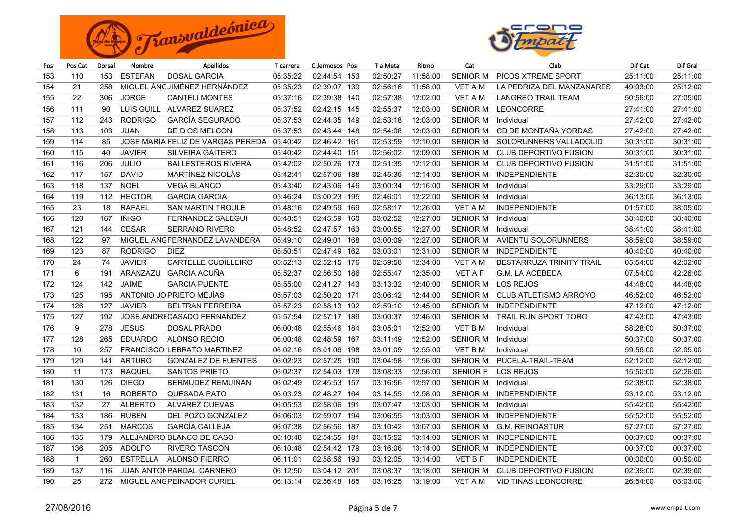| Pos | Pos Cat | Dorsal | Nombre | Apellidos | T carrera | C Jermosos | Pos | T a Meta | Ritmo | Cat | Club | Dif Cat | Dif Gral |
|---|---|---|---|---|---|---|---|---|---|---|---|---|---|
| 153 | 110 | 153 | ESTEFAN | DOSAL GARCIA | 05:35:22 | 02:44:54 | 153 | 02:50:27 | 11:58:00 | SENIOR M | PICOS XTREME SPORT | 25:11:00 | 25:11:00 |
| 154 | 21 | 258 | MIGUEL ÁNG | JIMÉNEZ HERNÁNDEZ | 05:35:23 | 02:39:07 | 139 | 02:56:16 | 11:58:00 | VET A M | LA PEDRIZA DEL MANZANARES | 49:03:00 | 25:12:00 |
| 155 | 22 | 306 | JORGE | CANTELI MONTES | 05:37:16 | 02:39:38 | 140 | 02:57:38 | 12:02:00 | VET A M | LANGREO TRAIL TEAM | 50:56:00 | 27:05:00 |
| 156 | 111 | 90 | LUIS GUILL | ALVAREZ SUAREZ | 05:37:52 | 02:42:15 | 145 | 02:55:37 | 12:03:00 | SENIOR M | LEONCORRE | 27:41:00 | 27:41:00 |
| 157 | 112 | 243 | RODRIGO | GARCÍA SEGURADO | 05:37:53 | 02:44:35 | 149 | 02:53:18 | 12:03:00 | SENIOR M | Individual | 27:42:00 | 27:42:00 |
| 158 | 113 | 103 | JUAN | DE DIOS MELCON | 05:37:53 | 02:43:44 | 148 | 02:54:08 | 12:03:00 | SENIOR M | CD DE MONTAÑA YORDAS | 27:42:00 | 27:42:00 |
| 159 | 114 | 85 | JOSE MARIA | FELIZ DE VARGAS PEREDA | 05:40:42 | 02:46:42 | 161 | 02:53:59 | 12:10:00 | SENIOR M | SOLORUNNERS VALLADOLID | 30:31:00 | 30:31:00 |
| 160 | 115 | 40 | JAVIER | SILVEIRA GAITERO | 05:40:42 | 02:44:40 | 151 | 02:56:02 | 12:09:00 | SENIOR M | CLUB DEPORTIVO FUSION | 30:31:00 | 30:31:00 |
| 161 | 116 | 206 | JULIO | BALLESTEROS RIVERA | 05:42:02 | 02:50:26 | 173 | 02:51:35 | 12:12:00 | SENIOR M | CLUB DEPORTIVO FUSION | 31:51:00 | 31:51:00 |
| 162 | 117 | 157 | DAVID | MARTÍNEZ NICOLÁS | 05:42:41 | 02:57:06 | 188 | 02:45:35 | 12:14:00 | SENIOR M | INDEPENDIENTE | 32:30:00 | 32:30:00 |
| 163 | 118 | 137 | NOEL | VEGA BLANCO | 05:43:40 | 02:43:06 | 146 | 03:00:34 | 12:16:00 | SENIOR M | Individual | 33:29:00 | 33:29:00 |
| 164 | 119 | 112 | HECTOR | GARCIA GARCIA | 05:46:24 | 03:00:23 | 195 | 02:46:01 | 12:22:00 | SENIOR M | Individual | 36:13:00 | 36:13:00 |
| 165 | 23 | 18 | RAFAEL | SAN MARTIN TROULE | 05:48:16 | 02:49:59 | 169 | 02:58:17 | 12:26:00 | VET A M | INDEPENDIENTE | 01:57:00 | 38:05:00 |
| 166 | 120 | 167 | IÑIGO | FERNANDEZ SALEGUI | 05:48:51 | 02:45:59 | 160 | 03:02:52 | 12:27:00 | SENIOR M | Individual | 38:40:00 | 38:40:00 |
| 167 | 121 | 144 | CESAR | SERRANO RIVERO | 05:48:52 | 02:47:57 | 163 | 03:00:55 | 12:27:00 | SENIOR M | Individual | 38:41:00 | 38:41:00 |
| 168 | 122 | 97 | MIGUEL ANG | FERNANDEZ LAVANDERA | 05:49:10 | 02:49:01 | 168 | 03:00:09 | 12:27:00 | SENIOR M | AVIENTU SOLORUNNERS | 38:59:00 | 38:59:00 |
| 169 | 123 | 87 | RODRIGO | DIEZ | 05:50:51 | 02:47:49 | 162 | 03:03:01 | 12:31:00 | SENIOR M | INDEPENDIENTE | 40:40:00 | 40:40:00 |
| 170 | 24 | 74 | JAVIER | CARTELLE CUDILLEIRO | 05:52:13 | 02:52:15 | 176 | 02:59:58 | 12:34:00 | VET A M | BESTARRUZA TRINITY TRAIL | 05:54:00 | 42:02:00 |
| 171 | 6 | 191 | ARANZAZU | GARCIA ACUÑA | 05:52:37 | 02:56:50 | 186 | 02:55:47 | 12:35:00 | VET A F | G.M. LA ACEBEDA | 07:54:00 | 42:26:00 |
| 172 | 124 | 142 | JAIME | GARCIA PUENTE | 05:55:00 | 02:41:27 | 143 | 03:13:32 | 12:40:00 | SENIOR M | LOS REJOS | 44:48:00 | 44:48:00 |
| 173 | 125 | 195 | ANTONIO JO | PRIETO MEJÍAS | 05:57:03 | 02:50:20 | 171 | 03:06:42 | 12:44:00 | SENIOR M | CLUB ATLETISMO ARROYO | 46:52:00 | 46:52:00 |
| 174 | 126 | 127 | JAVIER | BELTRAN FERREIRA | 05:57:23 | 02:58:13 | 192 | 02:59:10 | 12:45:00 | SENIOR M | INDEPENDIENTE | 47:12:00 | 47:12:00 |
| 175 | 127 | 192 | JOSE ANDRE | CASADO FERNANDEZ | 05:57:54 | 02:57:17 | 189 | 03:00:37 | 12:46:00 | SENIOR M | TRAIL RUN SPORT TORO | 47:43:00 | 47:43:00 |
| 176 | 9 | 278 | JESUS | DOSAL PRADO | 06:00:48 | 02:55:46 | 184 | 03:05:01 | 12:52:00 | VET B M | Individual | 58:28:00 | 50:37:00 |
| 177 | 128 | 265 | EDUARDO | ALONSO RECIO | 06:00:48 | 02:48:59 | 167 | 03:11:49 | 12:52:00 | SENIOR M | Individual | 50:37:00 | 50:37:00 |
| 178 | 10 | 257 | FRANCISCO | LEBRATO MARTINEZ | 06:02:16 | 03:01:06 | 198 | 03:01:09 | 12:55:00 | VET B M | Individual | 59:56:00 | 52:05:00 |
| 179 | 129 | 141 | ARTURO | GONZALEZ DE FUENTES | 06:02:23 | 02:57:25 | 190 | 03:04:58 | 12:56:00 | SENIOR M | PUCELA-TRAIL-TEAM | 52:12:00 | 52:12:00 |
| 180 | 11 | 173 | RAQUEL | SANTOS PRIETO | 06:02:37 | 02:54:03 | 178 | 03:08:33 | 12:56:00 | SENIOR F | LOS REJOS | 15:50:00 | 52:26:00 |
| 181 | 130 | 126 | DIEGO | BERMUDEZ REMUIÑAN | 06:02:49 | 02:45:53 | 157 | 03:16:56 | 12:57:00 | SENIOR M | Individual | 52:38:00 | 52:38:00 |
| 182 | 131 | 16 | ROBERTO | QUESADA PATO | 06:03:23 | 02:48:27 | 164 | 03:14:55 | 12:58:00 | SENIOR M | INDEPENDIENTE | 53:12:00 | 53:12:00 |
| 183 | 132 | 27 | ALBERTO | ALVAREZ CUEVAS | 06:05:53 | 02:58:06 | 191 | 03:07:47 | 13:03:00 | SENIOR M | Individual | 55:42:00 | 55:42:00 |
| 184 | 133 | 186 | RUBEN | DEL POZO GONZALEZ | 06:06:03 | 02:59:07 | 194 | 03:06:55 | 13:03:00 | SENIOR M | INDEPENDIENTE | 55:52:00 | 55:52:00 |
| 185 | 134 | 251 | MARCOS | GARCÍA CALLEJA | 06:07:38 | 02:56:56 | 187 | 03:10:42 | 13:07:00 | SENIOR M | G.M. REINOASTUR | 57:27:00 | 57:27:00 |
| 186 | 135 | 179 | ALEJANDRO | BLANCO DE CASO | 06:10:48 | 02:54:55 | 181 | 03:15:52 | 13:14:00 | SENIOR M | INDEPENDIENTE | 00:37:00 | 00:37:00 |
| 187 | 136 | 205 | ADOLFO | RIVERO TASCON | 06:10:48 | 02:54:42 | 179 | 03:16:06 | 13:14:00 | SENIOR M | INDEPENDIENTE | 00:37:00 | 00:37:00 |
| 188 | 1 | 260 | ESTRELLA | ALONSO FIERRO | 06:11:01 | 02:58:56 | 193 | 03:12:05 | 13:14:00 | VET B F | INDEPENDIENTE | 00:00:00 | 00:50:00 |
| 189 | 137 | 116 | JUAN ANTON | PARDAL CARNERO | 06:12:50 | 03:04:12 | 201 | 03:08:37 | 13:18:00 | SENIOR M | CLUB DEPORTIVO FUSION | 02:39:00 | 02:39:00 |
| 190 | 25 | 272 | MIGUEL ANG | PEINADOR CURIEL | 06:13:14 | 02:56:48 | 185 | 03:16:25 | 13:19:00 | VET A M | VIDITINAS LEONCORRE | 26:54:00 | 03:03:00 |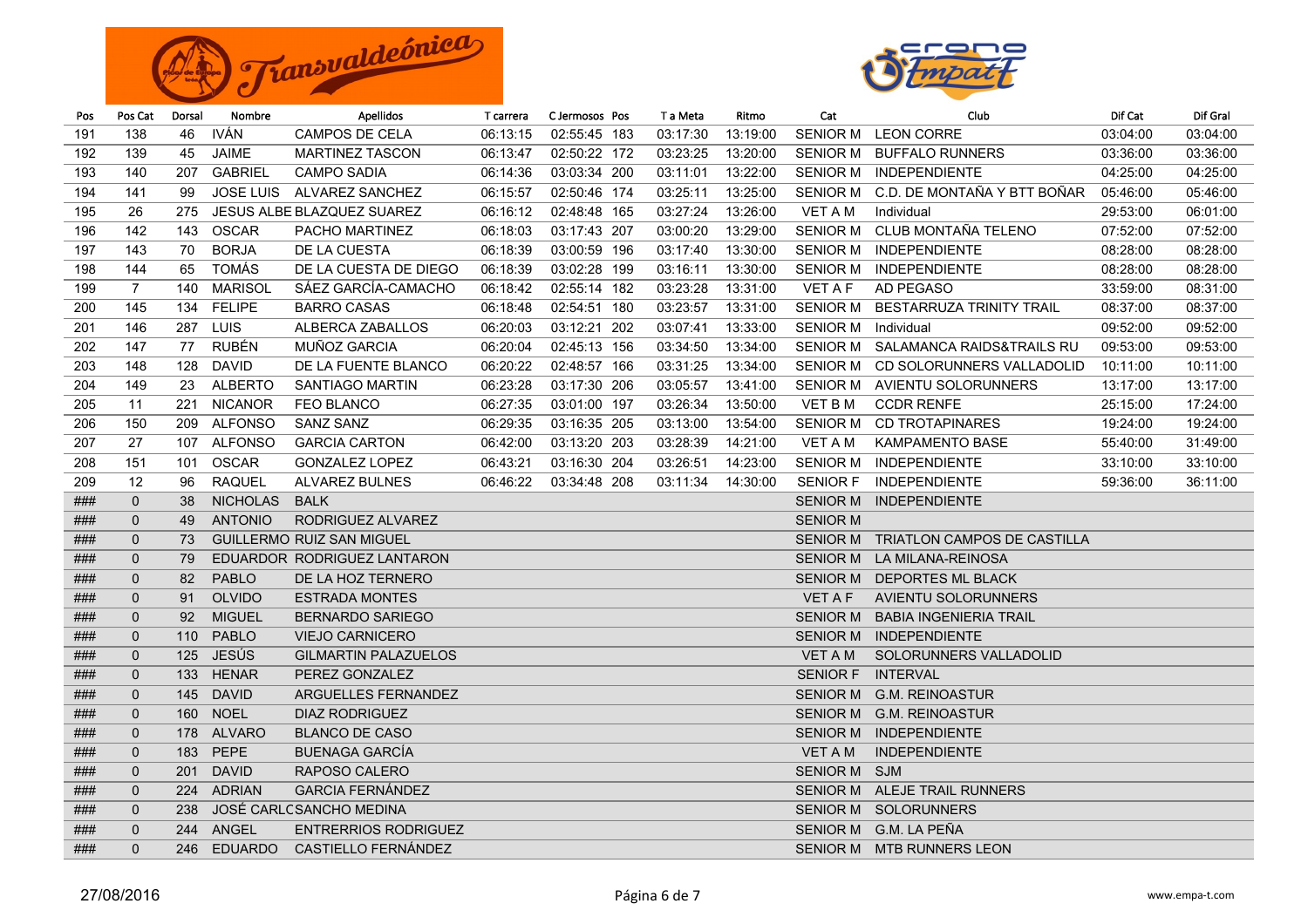| Pos | Pos Cat | Dorsal | Nombre | Apellidos | T carrera | C Jermosos | Pos | T a Meta | Ritmo | Cat | Club | Dif Cat | Dif Gral |
|---|---|---|---|---|---|---|---|---|---|---|---|---|---|
| 191 | 138 | 46 | IVÁN | CAMPOS DE CELA | 06:13:15 | 02:55:45 | 183 | 03:17:30 | 13:19:00 | SENIOR M | LEON CORRE | 03:04:00 | 03:04:00 |
| 192 | 139 | 45 | JAIME | MARTINEZ TASCON | 06:13:47 | 02:50:22 | 172 | 03:23:25 | 13:20:00 | SENIOR M | BUFFALO RUNNERS | 03:36:00 | 03:36:00 |
| 193 | 140 | 207 | GABRIEL | CAMPO SADIA | 06:14:36 | 03:03:34 | 200 | 03:11:01 | 13:22:00 | SENIOR M | INDEPENDIENTE | 04:25:00 | 04:25:00 |
| 194 | 141 | 99 | JOSE LUIS | ALVAREZ SANCHEZ | 06:15:57 | 02:50:46 | 174 | 03:25:11 | 13:25:00 | SENIOR M | C.D. DE MONTAÑA Y BTT BOÑAR | 05:46:00 | 05:46:00 |
| 195 | 26 | 275 | JESUS ALBE | BLAZQUEZ SUAREZ | 06:16:12 | 02:48:48 | 165 | 03:27:24 | 13:26:00 | VET A M | Individual | 29:53:00 | 06:01:00 |
| 196 | 142 | 143 | OSCAR | PACHO MARTINEZ | 06:18:03 | 03:17:43 | 207 | 03:00:20 | 13:29:00 | SENIOR M | CLUB MONTAÑA TELENO | 07:52:00 | 07:52:00 |
| 197 | 143 | 70 | BORJA | DE LA CUESTA | 06:18:39 | 03:00:59 | 196 | 03:17:40 | 13:30:00 | SENIOR M | INDEPENDIENTE | 08:28:00 | 08:28:00 |
| 198 | 144 | 65 | TOMÁS | DE LA CUESTA DE DIEGO | 06:18:39 | 03:02:28 | 199 | 03:16:11 | 13:30:00 | SENIOR M | INDEPENDIENTE | 08:28:00 | 08:28:00 |
| 199 | 7 | 140 | MARISOL | SÁEZ GARCÍA-CAMACHO | 06:18:42 | 02:55:14 | 182 | 03:23:28 | 13:31:00 | VET A F | AD PEGASO | 33:59:00 | 08:31:00 |
| 200 | 145 | 134 | FELIPE | BARRO CASAS | 06:18:48 | 02:54:51 | 180 | 03:23:57 | 13:31:00 | SENIOR M | BESTARRUZA TRINITY TRAIL | 08:37:00 | 08:37:00 |
| 201 | 146 | 287 | LUIS | ALBERCA ZABALLOS | 06:20:03 | 03:12:21 | 202 | 03:07:41 | 13:33:00 | SENIOR M | Individual | 09:52:00 | 09:52:00 |
| 202 | 147 | 77 | RUBÉN | MUÑOZ GARCIA | 06:20:04 | 02:45:13 | 156 | 03:34:50 | 13:34:00 | SENIOR M | SALAMANCA RAIDS&TRAILS RU | 09:53:00 | 09:53:00 |
| 203 | 148 | 128 | DAVID | DE LA FUENTE BLANCO | 06:20:22 | 02:48:57 | 166 | 03:31:25 | 13:34:00 | SENIOR M | CD SOLORUNNERS VALLADOLID | 10:11:00 | 10:11:00 |
| 204 | 149 | 23 | ALBERTO | SANTIAGO MARTIN | 06:23:28 | 03:17:30 | 206 | 03:05:57 | 13:41:00 | SENIOR M | AVIENTU SOLORUNNERS | 13:17:00 | 13:17:00 |
| 205 | 11 | 221 | NICANOR | FEO BLANCO | 06:27:35 | 03:01:00 | 197 | 03:26:34 | 13:50:00 | VET B M | CCDR RENFE | 25:15:00 | 17:24:00 |
| 206 | 150 | 209 | ALFONSO | SANZ SANZ | 06:29:35 | 03:16:35 | 205 | 03:13:00 | 13:54:00 | SENIOR M | CD TROTAPINARES | 19:24:00 | 19:24:00 |
| 207 | 27 | 107 | ALFONSO | GARCIA CARTON | 06:42:00 | 03:13:20 | 203 | 03:28:39 | 14:21:00 | VET A M | KAMPAMENTO BASE | 55:40:00 | 31:49:00 |
| 208 | 151 | 101 | OSCAR | GONZALEZ LOPEZ | 06:43:21 | 03:16:30 | 204 | 03:26:51 | 14:23:00 | SENIOR M | INDEPENDIENTE | 33:10:00 | 33:10:00 |
| 209 | 12 | 96 | RAQUEL | ALVAREZ BULNES | 06:46:22 | 03:34:48 | 208 | 03:11:34 | 14:30:00 | SENIOR F | INDEPENDIENTE | 59:36:00 | 36:11:00 |
| ### | 0 | 38 | NICHOLAS | BALK | | | | | | SENIOR M | INDEPENDIENTE | | |
| ### | 0 | 49 | ANTONIO | RODRIGUEZ ALVAREZ | | | | | | SENIOR M | | | |
| ### | 0 | 73 | GUILLERMO | RUIZ SAN MIGUEL | | | | | | SENIOR M | TRIATLON CAMPOS DE CASTILLA | | |
| ### | 0 | 79 | EDUARDOR | RODRIGUEZ LANTARON | | | | | | SENIOR M | LA MILANA-REINOSA | | |
| ### | 0 | 82 | PABLO | DE LA HOZ TERNERO | | | | | | SENIOR M | DEPORTES ML BLACK | | |
| ### | 0 | 91 | OLVIDO | ESTRADA MONTES | | | | | | VET A F | AVIENTU SOLORUNNERS | | |
| ### | 0 | 92 | MIGUEL | BERNARDO SARIEGO | | | | | | SENIOR M | BABIA INGENIERIA TRAIL | | |
| ### | 0 | 110 | PABLO | VIEJO CARNICERO | | | | | | SENIOR M | INDEPENDIENTE | | |
| ### | 0 | 125 | JESÚS | GILMARTIN PALAZUELOS | | | | | | VET A M | SOLORUNNERS VALLADOLID | | |
| ### | 0 | 133 | HENAR | PEREZ GONZALEZ | | | | | | SENIOR F | INTERVAL | | |
| ### | 0 | 145 | DAVID | ARGUELLES FERNANDEZ | | | | | | SENIOR M | G.M. REINOASTUR | | |
| ### | 0 | 160 | NOEL | DIAZ RODRIGUEZ | | | | | | SENIOR M | G.M. REINOASTUR | | |
| ### | 0 | 178 | ALVARO | BLANCO DE CASO | | | | | | SENIOR M | INDEPENDIENTE | | |
| ### | 0 | 183 | PEPE | BUENAGA GARCÍA | | | | | | VET A M | INDEPENDIENTE | | |
| ### | 0 | 201 | DAVID | RAPOSO CALERO | | | | | | SENIOR M | SJM | | |
| ### | 0 | 224 | ADRIAN | GARCIA FERNÁNDEZ | | | | | | SENIOR M | ALEJE TRAIL RUNNERS | | |
| ### | 0 | 238 | JOSÉ CARLC | SANCHO MEDINA | | | | | | SENIOR M | SOLORUNNERS | | |
| ### | 0 | 244 | ANGEL | ENTRERRIOS RODRIGUEZ | | | | | | SENIOR M | G.M. LA PEÑA | | |
| ### | 0 | 246 | EDUARDO | CASTIELLO FERNÁNDEZ | | | | | | SENIOR M | MTB RUNNERS LEON | | |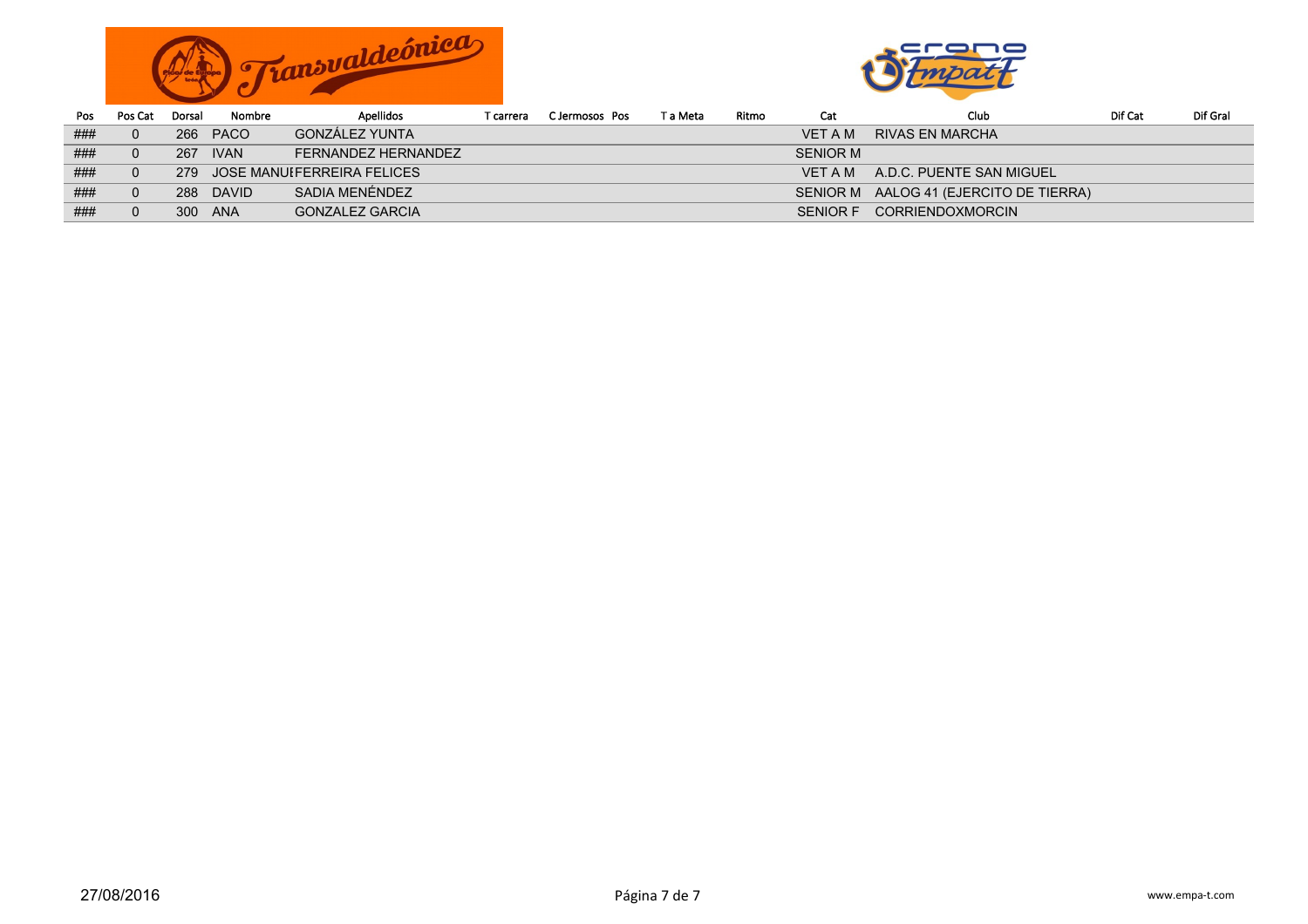| Pos | Pos Cat | Dorsal | Nombre | Apellidos | T carrera | C Jermosos | Pos | T a Meta | Ritmo | Cat | Club | Dif Cat | Dif Gral |
|---|---|---|---|---|---|---|---|---|---|---|---|---|---|
| ### | 0 | 266 | PACO | GONZÁLEZ YUNTA | | | | | | VET A M | RIVAS EN MARCHA | | |
| ### | 0 | 267 | IVAN | FERNANDEZ HERNANDEZ | | | | | | SENIOR M | | | |
| ### | 0 | 279 | JOSE MANUI | FERREIRA FELICES | | | | | | VET A M | A.D.C. PUENTE SAN MIGUEL | | |
| ### | 0 | 288 | DAVID | SADIA MENÉNDEZ | | | | | | SENIOR M | AALOG 41 (EJERCITO DE TIERRA) | | |
| ### | 0 | 300 | ANA | GONZALEZ GARCIA | | | | | | SENIOR F | CORRIENDOXMORCIN | | |

27/08/2016

www.empa-t.com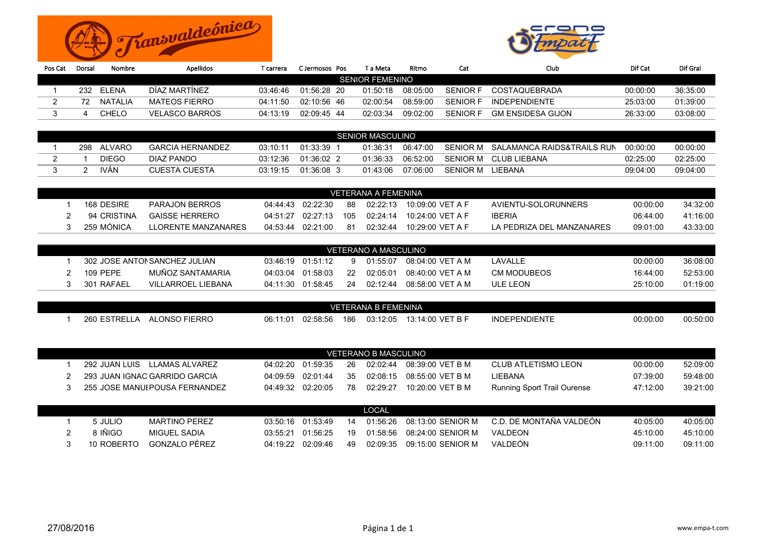Transvaldeónica

CronoEmpatt

| Pos Cat | Dorsal | Nombre | Apellidos | T carrera | C Jermosos | Pos | T a Meta | Ritmo | Cat | Club | Dif Cat | Dif Gral |
|---|---|---|---|---|---|---|---|---|---|---|---|---|
| | | | | | | | SENIOR FEMENINO | | | | | |
| 1 | 232 | ELENA | DÍAZ MARTÍNEZ | 03:46:46 | 01:56:28 | 20 | 01:50:18 | 08:05:00 | SENIOR F | COSTAQUEBRADA | 00:00:00 | 36:35:00 |
| 2 | 72 | NATALIA | MATEOS FIERRO | 04:11:50 | 02:10:56 | 46 | 02:00:54 | 08:59:00 | SENIOR F | INDEPENDIENTE | 25:03:00 | 01:39:00 |
| 3 | 4 | CHELO | VELASCO BARROS | 04:13:19 | 02:09:45 | 44 | 02:03:34 | 09:02:00 | SENIOR F | GM ENSIDESA GIJON | 26:33:00 | 03:08:00 |
| | | | | | | | SENIOR MASCULINO | | | | | |
| 1 | 298 | ALVARO | GARCIA HERNANDEZ | 03:10:11 | 01:33:39 | 1 | 01:36:31 | 06:47:00 | SENIOR M | SALAMANCA RAIDS&TRAILS RUN | 00:00:00 | 00:00:00 |
| 2 | 1 | DIEGO | DIAZ PANDO | 03:12:36 | 01:36:02 | 2 | 01:36:33 | 06:52:00 | SENIOR M | CLUB LIEBANA | 02:25:00 | 02:25:00 |
| 3 | 2 | IVÁN | CUESTA CUESTA | 03:19:15 | 01:36:08 | 3 | 01:43:06 | 07:06:00 | SENIOR M | LIEBANA | 09:04:00 | 09:04:00 |
| | | | | | | | VETERANA A FEMENINA | | | | | |
| 1 | 168 | DESIRE | PARAJON BERROS | 04:44:43 | 02:22:30 | 88 | 02:22:13 | 10:09:00 | VET A F | AVIENTU-SOLORUNNERS | 00:00:00 | 34:32:00 |
| 2 | 94 | CRISTINA | GAISSE HERRERO | 04:51:27 | 02:27:13 | 105 | 02:24:14 | 10:24:00 | VET A F | IBERIA | 06:44:00 | 41:16:00 |
| 3 | 259 | MÓNICA | LLORENTE MANZANARES | 04:53:44 | 02:21:00 | 81 | 02:32:44 | 10:29:00 | VET A F | LA PEDRIZA DEL MANZANARES | 09:01:00 | 43:33:00 |
| | | | | | | | VETERANO A MASCULINO | | | | | |
| 1 | 302 | JOSE ANTON | SANCHEZ JULIAN | 03:46:19 | 01:51:12 | 9 | 01:55:07 | 08:04:00 | VET A M | LAVALLE | 00:00:00 | 36:08:00 |
| 2 | 109 | PEPE | MUÑOZ SANTAMARIA | 04:03:04 | 01:58:03 | 22 | 02:05:01 | 08:40:00 | VET A M | CM MODUBEOS | 16:44:00 | 52:53:00 |
| 3 | 301 | RAFAEL | VILLARROEL LIEBANA | 04:11:30 | 01:58:45 | 24 | 02:12:44 | 08:58:00 | VET A M | ULE LEON | 25:10:00 | 01:19:00 |
| | | | | | | | VETERANA B FEMENINA | | | | | |
| 1 | 260 | ESTRELLA | ALONSO FIERRO | 06:11:01 | 02:58:56 | 186 | 03:12:05 | 13:14:00 | VET B F | INDEPENDIENTE | 00:00:00 | 00:50:00 |
| | | | | | | | VETERANO B MASCULINO | | | | | |
| 1 | 292 | JUAN LUIS | LLAMAS ALVAREZ | 04:02:20 | 01:59:35 | 26 | 02:02:44 | 08:39:00 | VET B M | CLUB ATLETISMO LEON | 00:00:00 | 52:09:00 |
| 2 | 293 | JUAN IGNAC | GARRIDO GARCIA | 04:09:59 | 02:01:44 | 35 | 02:08:15 | 08:55:00 | VET B M | LIEBANA | 07:39:00 | 59:48:00 |
| 3 | 255 | JOSE MANUI | POUSA FERNANDEZ | 04:49:32 | 02:20:05 | 78 | 02:29:27 | 10:20:00 | VET B M | Running Sport Trail Ourense | 47:12:00 | 39:21:00 |
| | | | | | | | LOCAL | | | | | |
| 1 | 5 | JULIO | MARTINO PEREZ | 03:50:16 | 01:53:49 | 14 | 01:56:26 | 08:13:00 | SENIOR M | C.D. DE MONTAÑA VALDEÓN | 40:05:00 | 40:05:00 |
| 2 | 8 | IÑIGO | MIGUEL SADIA | 03:55:21 | 01:56:25 | 19 | 01:58:56 | 08:24:00 | SENIOR M | VALDEON | 45:10:00 | 45:10:00 |
| 3 | 10 | ROBERTO | GONZALO PÉREZ | 04:19:22 | 02:09:46 | 49 | 02:09:35 | 09:15:00 | SENIOR M | VALDEÓN | 09:11:00 | 09:11:00 |

27/08/2016

www.empa-t.com